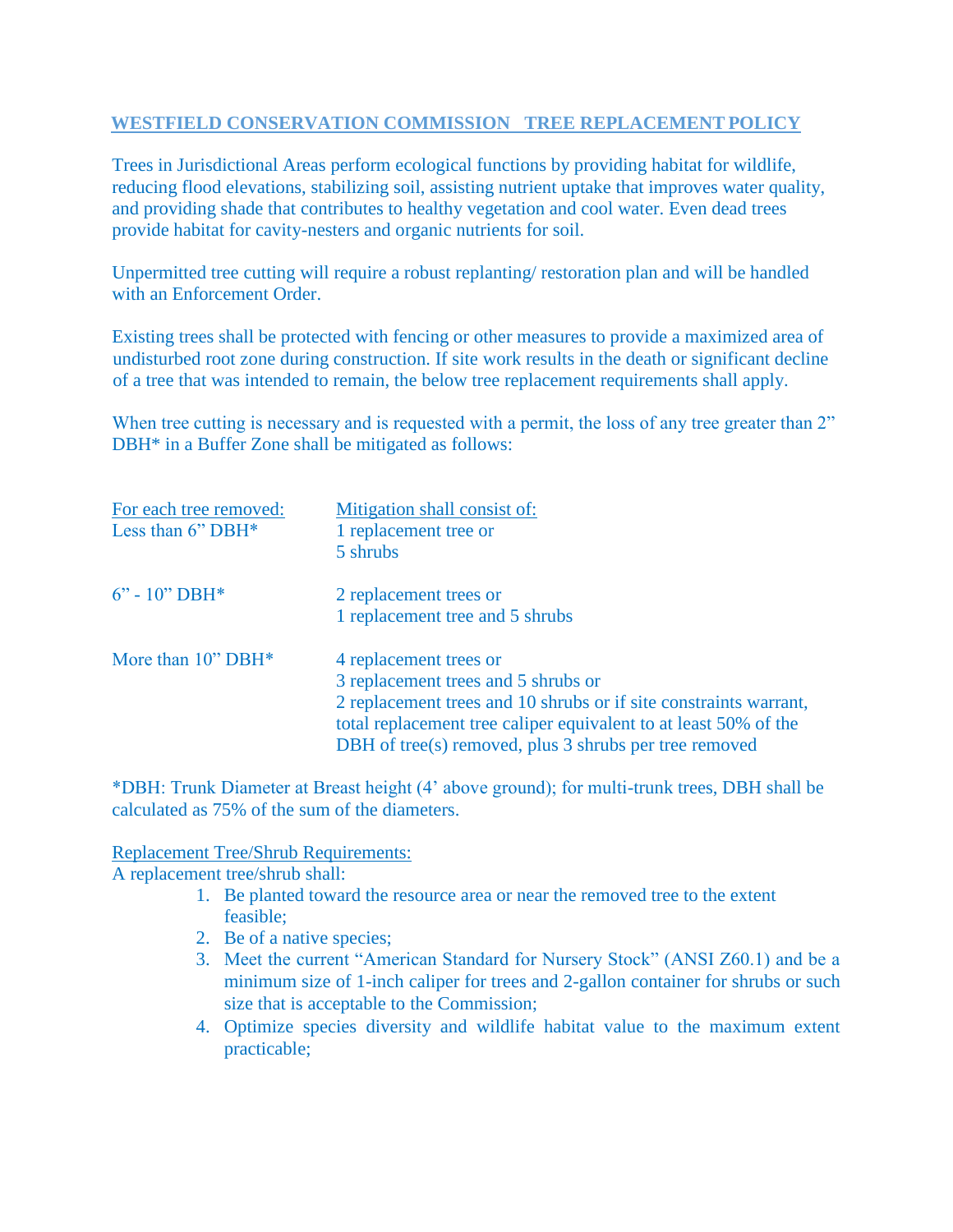# WESTFIELD CONSERVATION COMMISSION TREE REPLACEMENT POLICY

Trees in Jurisdictional Areas perform ecological functions by providing habitat for wildlife, reducing flood elevations, stabilizing soil, assisting nutrient uptake that improves water quality, and providing shade that contributes to healthy vegetation and cool water. Even dead trees provide habitat for cavity-nesters and organic nutrients for soil.

Unpermitted tree cutting will require a robust replanting/ restoration plan and will be handled with an Enforcement Order.

Existing trees shall be protected with fencing or other measures to provide a maximized area of undisturbed root zone during construction. If site work results in the death or significant decline of a tree that was intended to remain, the below tree replacement requirements shall apply.

When tree cutting is necessary and is requested with a permit, the loss of any tree greater than 2" DBH* in a Buffer Zone shall be mitigated as follows:

| For each tree removed: | Mitigation shall consist of: |
|---|---|
| Less than 6" DBH* | 1 replacement tree or<br>5 shrubs |
| 6" - 10" DBH* | 2 replacement trees or<br>1 replacement tree and 5 shrubs |
| More than 10" DBH* | 4 replacement trees or<br>3 replacement trees and 5 shrubs or<br>2 replacement trees and 10 shrubs or if site constraints warrant, total replacement tree caliper equivalent to at least 50% of the DBH of tree(s) removed, plus 3 shrubs per tree removed |

*DBH: Trunk Diameter at Breast height (4' above ground); for multi-trunk trees, DBH shall be calculated as 75% of the sum of the diameters.

Replacement Tree/Shrub Requirements:

A replacement tree/shrub shall:

1. Be planted toward the resource area or near the removed tree to the extent feasible;
2. Be of a native species;
3. Meet the current "American Standard for Nursery Stock" (ANSI Z60.1) and be a minimum size of 1-inch caliper for trees and 2-gallon container for shrubs or such size that is acceptable to the Commission;
4. Optimize species diversity and wildlife habitat value to the maximum extent practicable;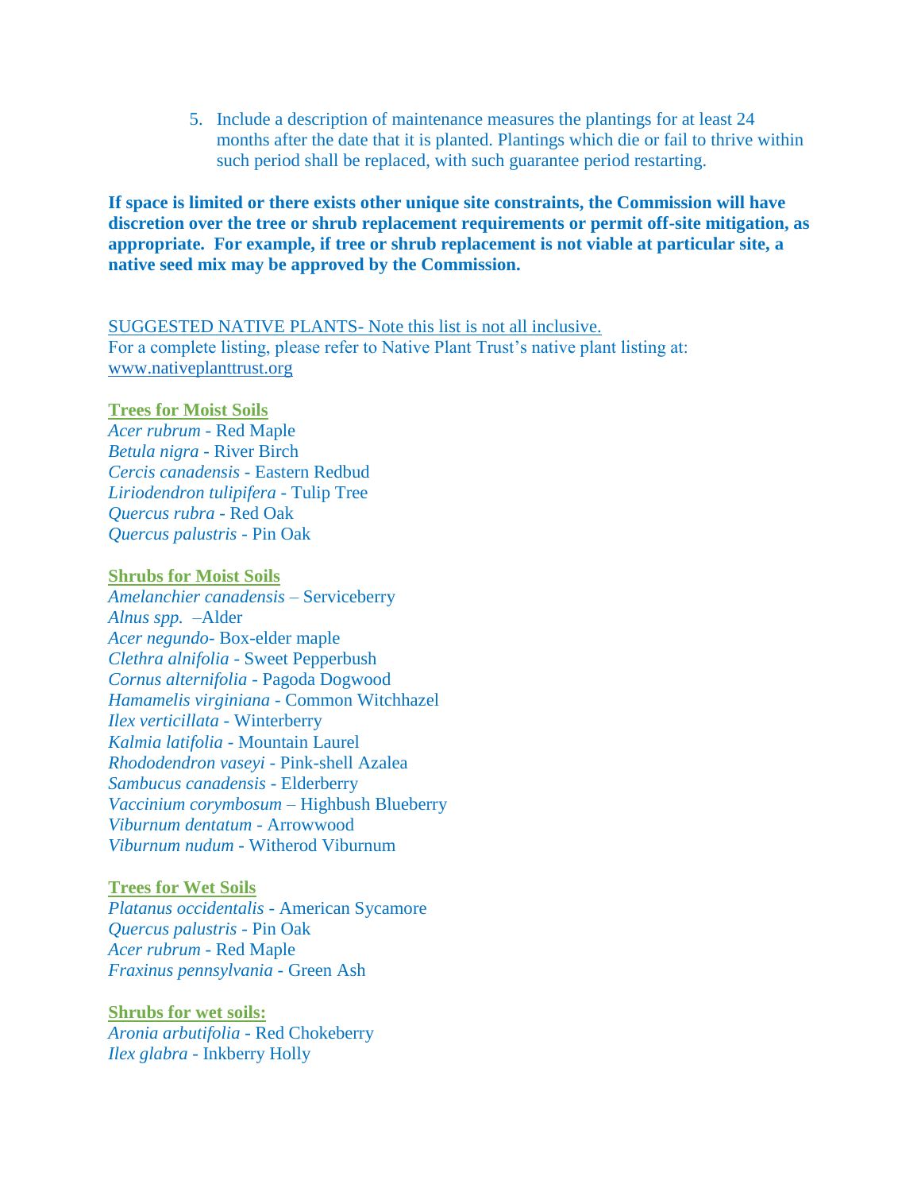5. Include a description of maintenance measures the plantings for at least 24 months after the date that it is planted. Plantings which die or fail to thrive within such period shall be replaced, with such guarantee period restarting.

**If space is limited or there exists other unique site constraints, the Commission will have discretion over the tree or shrub replacement requirements or permit off-site mitigation, as appropriate. For example, if tree or shrub replacement is not viable at particular site, a native seed mix may be approved by the Commission.**

SUGGESTED NATIVE PLANTS- Note this list is not all inclusive.
For a complete listing, please refer to Native Plant Trust's native plant listing at: www.nativeplanttrust.org

**Trees for Moist Soils**

*Acer rubrum* - Red Maple
*Betula nigra* - River Birch
*Cercis canadensis* - Eastern Redbud
*Liriodendron tulipifera* - Tulip Tree
*Quercus rubra* - Red Oak
*Quercus palustris* - Pin Oak

**Shrubs for Moist Soils**

*Amelanchier canadensis* – Serviceberry
*Alnus spp.* –Alder
*Acer negundo*- Box-elder maple
*Clethra alnifolia* - Sweet Pepperbush
*Cornus alternifolia* - Pagoda Dogwood
*Hamamelis virginiana* - Common Witchhazel
*Ilex verticillata* - Winterberry
*Kalmia latifolia* - Mountain Laurel
*Rhododendron vaseyi* - Pink-shell Azalea
*Sambucus canadensis* - Elderberry
*Vaccinium corymbosum* – Highbush Blueberry
*Viburnum dentatum* - Arrowwood
*Viburnum nudum* - Witherod Viburnum

**Trees for Wet Soils**

*Platanus occidentalis* - American Sycamore
*Quercus palustris* - Pin Oak
*Acer rubrum* - Red Maple
*Fraxinus pennsylvania* - Green Ash

**Shrubs for wet soils:**

*Aronia arbutifolia* - Red Chokeberry
*Ilex glabra* - Inkberry Holly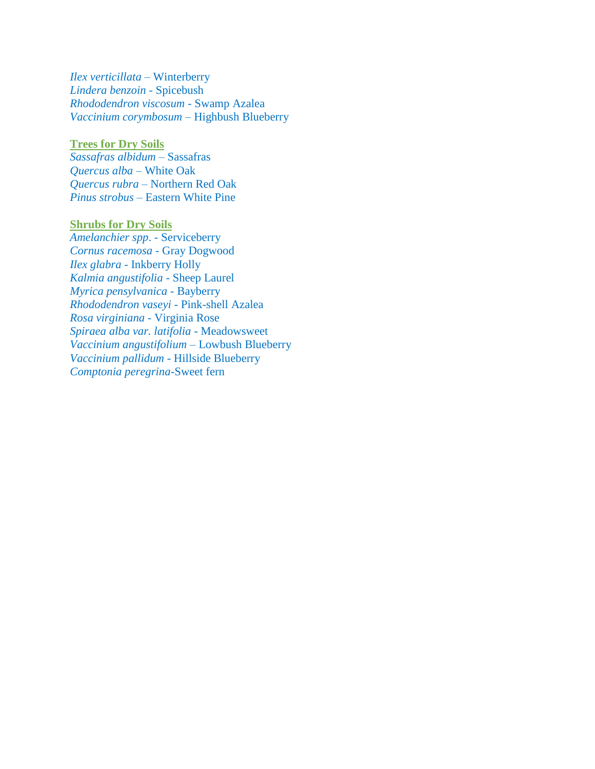*Ilex verticillata* – Winterberry
*Lindera benzoin* - Spicebush
*Rhododendron viscosum* - Swamp Azalea
*Vaccinium corymbosum* – Highbush Blueberry

**Trees for Dry Soils**

*Sassafras albidum* – Sassafras
*Quercus alba* – White Oak
*Quercus rubra* – Northern Red Oak
*Pinus strobus* – Eastern White Pine

**Shrubs for Dry Soils**

*Amelanchier spp*. - Serviceberry
*Cornus racemosa* - Gray Dogwood
*Ilex glabra* - Inkberry Holly
*Kalmia angustifolia* - Sheep Laurel
*Myrica pensylvanica* - Bayberry
*Rhododendron vaseyi* - Pink-shell Azalea
*Rosa virginiana* - Virginia Rose
*Spiraea alba var. latifolia* - Meadowsweet
*Vaccinium angustifolium* – Lowbush Blueberry
*Vaccinium pallidum* - Hillside Blueberry
*Comptonia peregrina*-Sweet fern